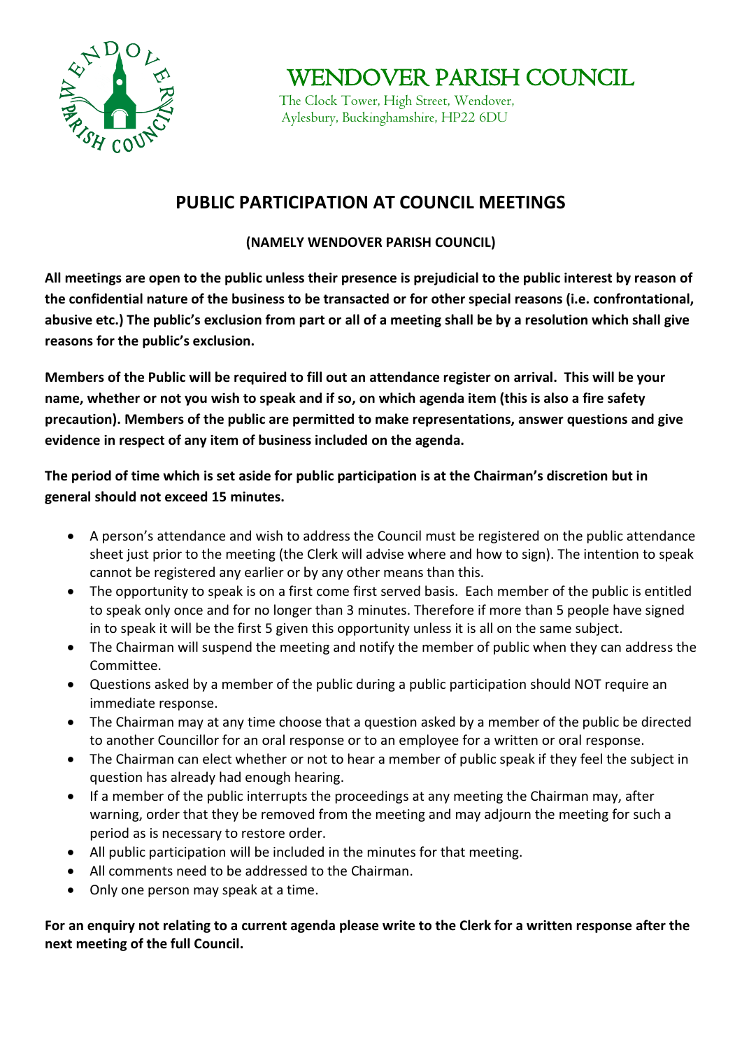# WENDOVER PARISH COUNCIL

The Clock Tower, High Street, Wendover,
Aylesbury, Buckinghamshire, HP22 6DU

## PUBLIC PARTICIPATION AT COUNCIL MEETINGS

**(NAMELY WENDOVER PARISH COUNCIL)**

**All meetings are open to the public unless their presence is prejudicial to the public interest by reason of the confidential nature of the business to be transacted or for other special reasons (i.e. confrontational, abusive etc.) The public's exclusion from part or all of a meeting shall be by a resolution which shall give reasons for the public's exclusion.**

**Members of the Public will be required to fill out an attendance register on arrival. This will be your name, whether or not you wish to speak and if so, on which agenda item (this is also a fire safety precaution). Members of the public are permitted to make representations, answer questions and give evidence in respect of any item of business included on the agenda.**

**The period of time which is set aside for public participation is at the Chairman's discretion but in general should not exceed 15 minutes.**

- A person's attendance and wish to address the Council must be registered on the public attendance sheet just prior to the meeting (the Clerk will advise where and how to sign). The intention to speak cannot be registered any earlier or by any other means than this.
- The opportunity to speak is on a first come first served basis. Each member of the public is entitled to speak only once and for no longer than 3 minutes. Therefore if more than 5 people have signed in to speak it will be the first 5 given this opportunity unless it is all on the same subject.
- The Chairman will suspend the meeting and notify the member of public when they can address the Committee.
- Questions asked by a member of the public during a public participation should NOT require an immediate response.
- The Chairman may at any time choose that a question asked by a member of the public be directed to another Councillor for an oral response or to an employee for a written or oral response.
- The Chairman can elect whether or not to hear a member of public speak if they feel the subject in question has already had enough hearing.
- If a member of the public interrupts the proceedings at any meeting the Chairman may, after warning, order that they be removed from the meeting and may adjourn the meeting for such a period as is necessary to restore order.
- All public participation will be included in the minutes for that meeting.
- All comments need to be addressed to the Chairman.
- Only one person may speak at a time.

**For an enquiry not relating to a current agenda please write to the Clerk for a written response after the next meeting of the full Council.**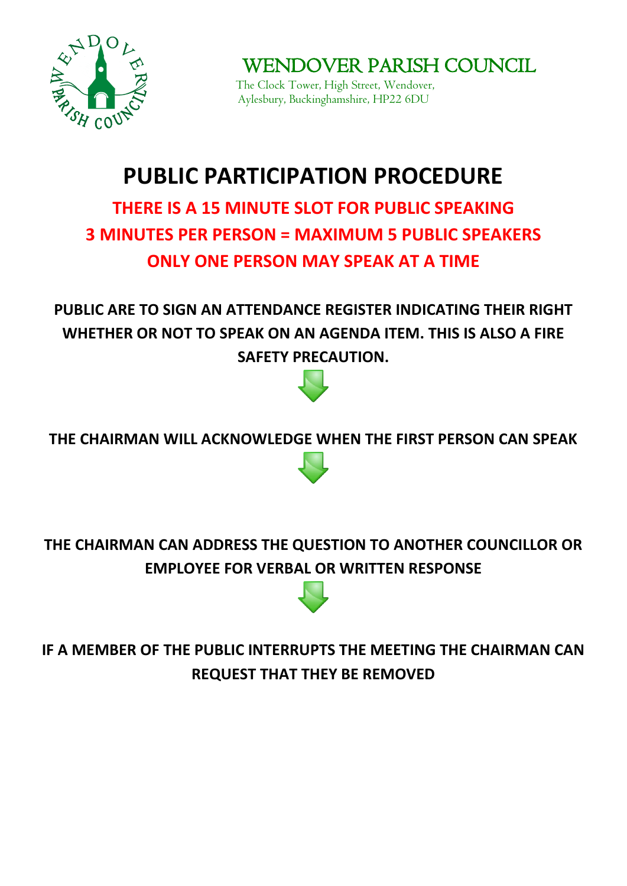WENDOVER PARISH COUNCIL

The Clock Tower, High Street, Wendover,
Aylesbury, Buckinghamshire, HP22 6DU

# PUBLIC PARTICIPATION PROCEDURE

**THERE IS A 15 MINUTE SLOT FOR PUBLIC SPEAKING**

**3 MINUTES PER PERSON = MAXIMUM 5 PUBLIC SPEAKERS**

**ONLY ONE PERSON MAY SPEAK AT A TIME**

**PUBLIC ARE TO SIGN AN ATTENDANCE REGISTER INDICATING THEIR RIGHT WHETHER OR NOT TO SPEAK ON AN AGENDA ITEM. THIS IS ALSO A FIRE SAFETY PRECAUTION.**

**THE CHAIRMAN WILL ACKNOWLEDGE WHEN THE FIRST PERSON CAN SPEAK**

**THE CHAIRMAN CAN ADDRESS THE QUESTION TO ANOTHER COUNCILLOR OR EMPLOYEE FOR VERBAL OR WRITTEN RESPONSE**

**IF A MEMBER OF THE PUBLIC INTERRUPTS THE MEETING THE CHAIRMAN CAN REQUEST THAT THEY BE REMOVED**